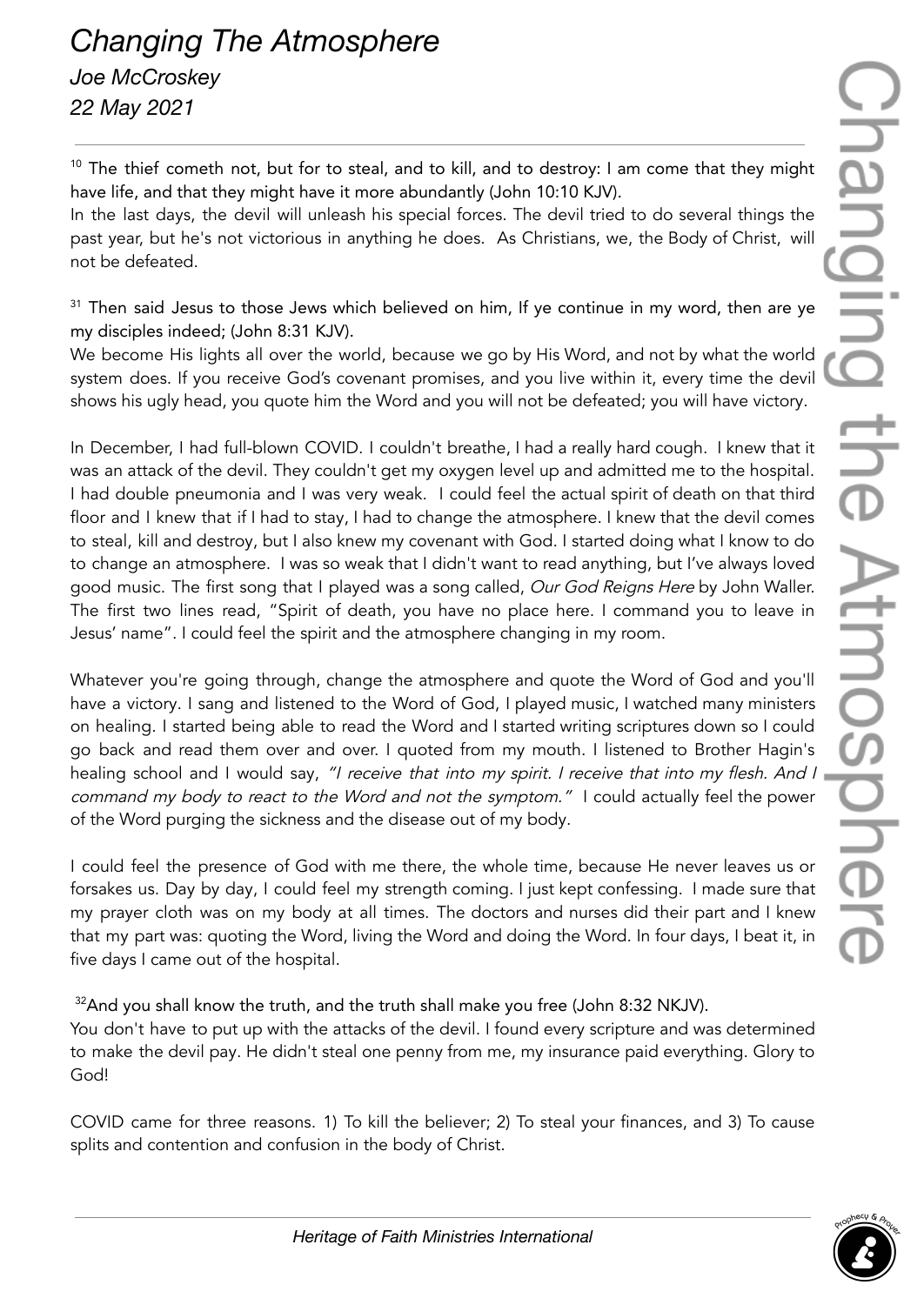# *Changing The Atmosphere*

*Joe McCroskey*

*22 May 2021*

---

[10] The thief cometh not, but for to steal, and to kill, and to destroy: I am come that they might have life, and that they might have it more abundantly (John 10:10 KJV).

In the last days, the devil will unleash his special forces. The devil tried to do several things the past year, but he's not victorious in anything he does. As Christians, we, the Body of Christ, will not be defeated.

[31] Then said Jesus to those Jews which believed on him, If ye continue in my word, then are ye my disciples indeed; (John 8:31 KJV).

We become His lights all over the world, because we go by His Word, and not by what the world system does. If you receive God's covenant promises, and you live within it, every time the devil shows his ugly head, you quote him the Word and you will not be defeated; you will have victory.

In December, I had full-blown COVID. I couldn't breathe, I had a really hard cough. I knew that it was an attack of the devil. They couldn't get my oxygen level up and admitted me to the hospital. I had double pneumonia and I was very weak. I could feel the actual spirit of death on that third floor and I knew that if I had to stay, I had to change the atmosphere. I knew that the devil comes to steal, kill and destroy, but I also knew my covenant with God. I started doing what I know to do to change an atmosphere. I was so weak that I didn't want to read anything, but I've always loved good music. The first song that I played was a song called, *Our God Reigns Here* by John Waller. The first two lines read, "Spirit of death, you have no place here. I command you to leave in Jesus' name". I could feel the spirit and the atmosphere changing in my room.

Whatever you're going through, change the atmosphere and quote the Word of God and you'll have a victory. I sang and listened to the Word of God, I played music, I watched many ministers on healing. I started being able to read the Word and I started writing scriptures down so I could go back and read them over and over. I quoted from my mouth. I listened to Brother Hagin's healing school and I would say, *"I receive that into my spirit. I receive that into my flesh. And I command my body to react to the Word and not the symptom."* I could actually feel the power of the Word purging the sickness and the disease out of my body.

I could feel the presence of God with me there, the whole time, because He never leaves us or forsakes us. Day by day, I could feel my strength coming. I just kept confessing. I made sure that my prayer cloth was on my body at all times. The doctors and nurses did their part and I knew that my part was: quoting the Word, living the Word and doing the Word. In four days, I beat it, in five days I came out of the hospital.

[32]And you shall know the truth, and the truth shall make you free (John 8:32 NKJV).

You don't have to put up with the attacks of the devil. I found every scripture and was determined to make the devil pay. He didn't steal one penny from me, my insurance paid everything. Glory to God!

COVID came for three reasons. 1) To kill the believer; 2) To steal your finances, and 3) To cause splits and contention and confusion in the body of Christ.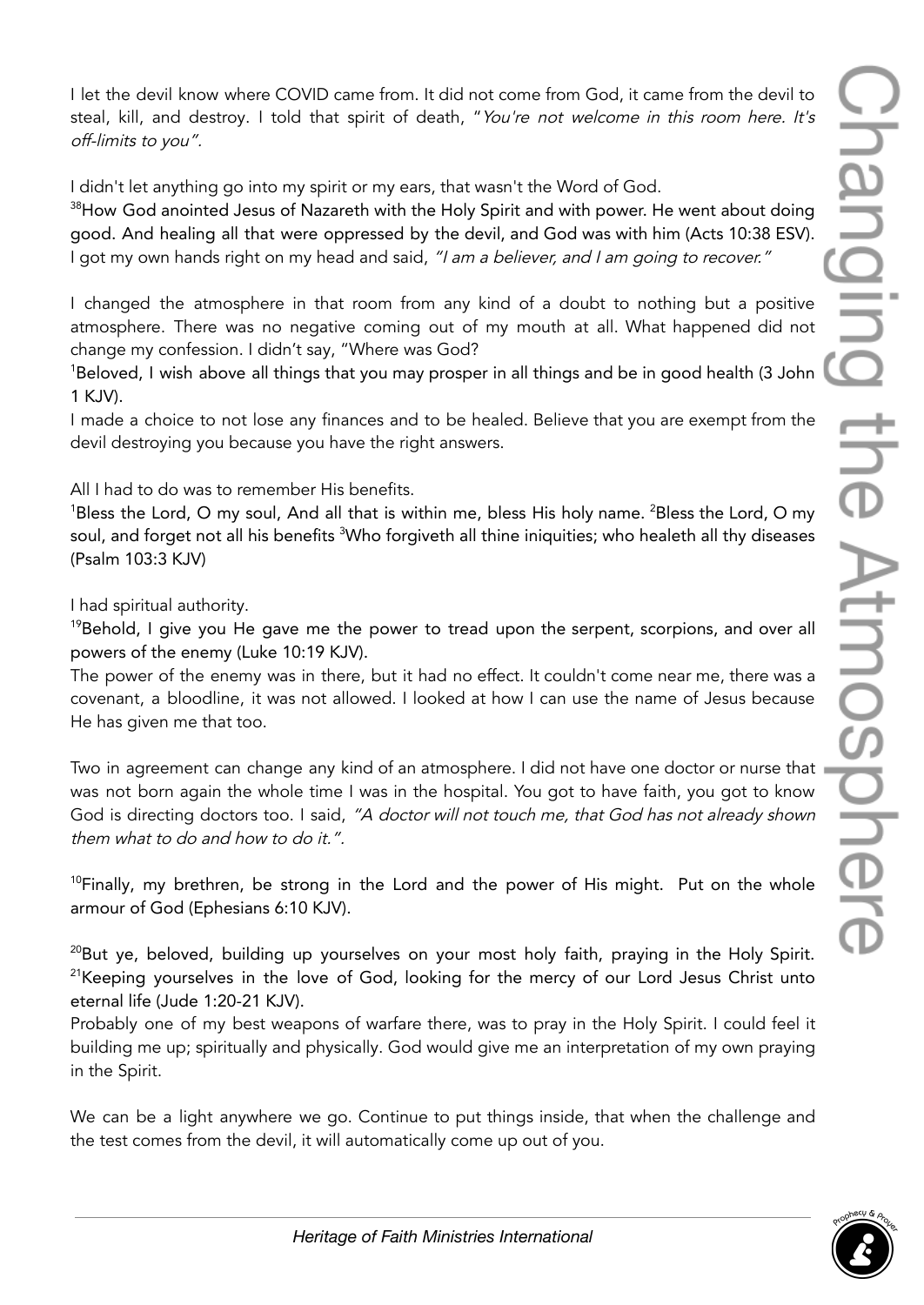I let the devil know where COVID came from. It did not come from God, it came from the devil to steal, kill, and destroy. I told that spirit of death, "*You're not welcome in this room here. It's off-limits to you"*.

I didn't let anything go into my spirit or my ears, that wasn't the Word of God.
[38]How God anointed Jesus of Nazareth with the Holy Spirit and with power. He went about doing good. And healing all that were oppressed by the devil, and God was with him (Acts 10:38 ESV).
I got my own hands right on my head and said, *"I am a believer, and I am going to recover."*

I changed the atmosphere in that room from any kind of a doubt to nothing but a positive atmosphere. There was no negative coming out of my mouth at all. What happened did not change my confession. I didn't say, "Where was God?
[1]Beloved, I wish above all things that you may prosper in all things and be in good health (3 John 1 KJV).
I made a choice to not lose any finances and to be healed. Believe that you are exempt from the devil destroying you because you have the right answers.

All I had to do was to remember His benefits.
[1]Bless the Lord, O my soul, And all that is within me, bless His holy name. [2]Bless the Lord, O my soul, and forget not all his benefits [3]Who forgiveth all thine iniquities; who healeth all thy diseases (Psalm 103:3 KJV)

I had spiritual authority.
[19]Behold, I give you He gave me the power to tread upon the serpent, scorpions, and over all powers of the enemy (Luke 10:19 KJV).
The power of the enemy was in there, but it had no effect. It couldn't come near me, there was a covenant, a bloodline, it was not allowed. I looked at how I can use the name of Jesus because He has given me that too.

Two in agreement can change any kind of an atmosphere. I did not have one doctor or nurse that was not born again the whole time I was in the hospital. You got to have faith, you got to know God is directing doctors too. I said, *"A doctor will not touch me, that God has not already shown them what to do and how to do it."*.

[10]Finally, my brethren, be strong in the Lord and the power of His might. Put on the whole armour of God (Ephesians 6:10 KJV).

[20]But ye, beloved, building up yourselves on your most holy faith, praying in the Holy Spirit. [21]Keeping yourselves in the love of God, looking for the mercy of our Lord Jesus Christ unto eternal life (Jude 1:20-21 KJV).
Probably one of my best weapons of warfare there, was to pray in the Holy Spirit. I could feel it building me up; spiritually and physically. God would give me an interpretation of my own praying in the Spirit.

We can be a light anywhere we go. Continue to put things inside, that when the challenge and the test comes from the devil, it will automatically come up out of you.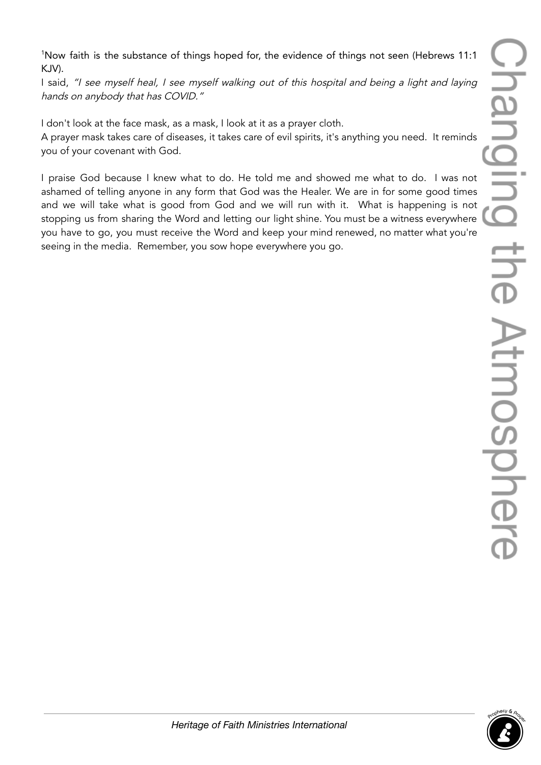[1]Now faith is the substance of things hoped for, the evidence of things not seen (Hebrews 11:1 KJV).

I said, *"I see myself heal, I see myself walking out of this hospital and being a light and laying hands on anybody that has COVID."*

I don't look at the face mask, as a mask, I look at it as a prayer cloth.

A prayer mask takes care of diseases, it takes care of evil spirits, it's anything you need. It reminds you of your covenant with God.

I praise God because I knew what to do. He told me and showed me what to do. I was not ashamed of telling anyone in any form that God was the Healer. We are in for some good times and we will take what is good from God and we will run with it. What is happening is not stopping us from sharing the Word and letting our light shine. You must be a witness everywhere you have to go, you must receive the Word and keep your mind renewed, no matter what you're seeing in the media. Remember, you sow hope everywhere you go.